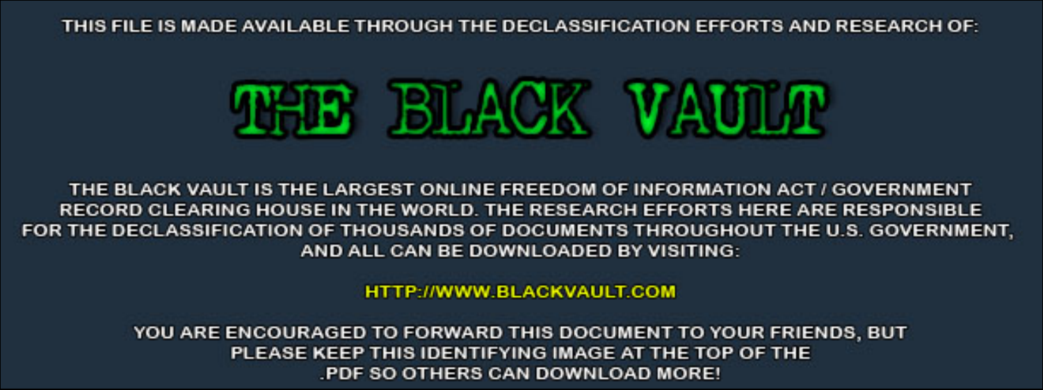THIS FILE IS MADE AVAILABLE THROUGH THE DECLASSIFICATION EFFORTS AND RESEARCH OF:

# THE BLACK VAULT

THE BLACK VAULT IS THE LARGEST ONLINE FREEDOM OF INFORMATION ACT / GOVERNMENT RECORD CLEARING HOUSE IN THE WORLD. THE RESEARCH EFFORTS HERE ARE RESPONSIBLE FOR THE DECLASSIFICATION OF THOUSANDS OF DOCUMENTS THROUGHOUT THE U.S. GOVERNMENT, AND ALL CAN BE DOWNLOADED BY VISITING:

HTTP://WWW.BLACKVAULT.COM

YOU ARE ENCOURAGED TO FORWARD THIS DOCUMENT TO YOUR FRIENDS, BUT PLEASE KEEP THIS IDENTIFYING IMAGE AT THE TOP OF THE .PDF SO OTHERS CAN DOWNLOAD MORE!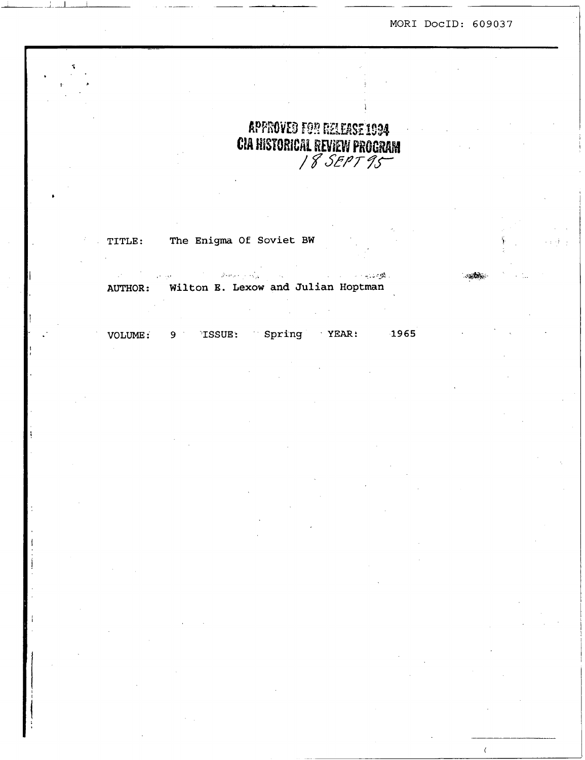MORI DocID: 609037

APPROVED FOR RELEASE 1994
CIA HISTORICAL REVIEW PROGRAM
18 SEPT 95

TITLE: The Enigma Of Soviet BW

AUTHOR: Wilton E. Lexow and Julian Hoptman

VOLUME: 9 ISSUE: Spring YEAR: 1965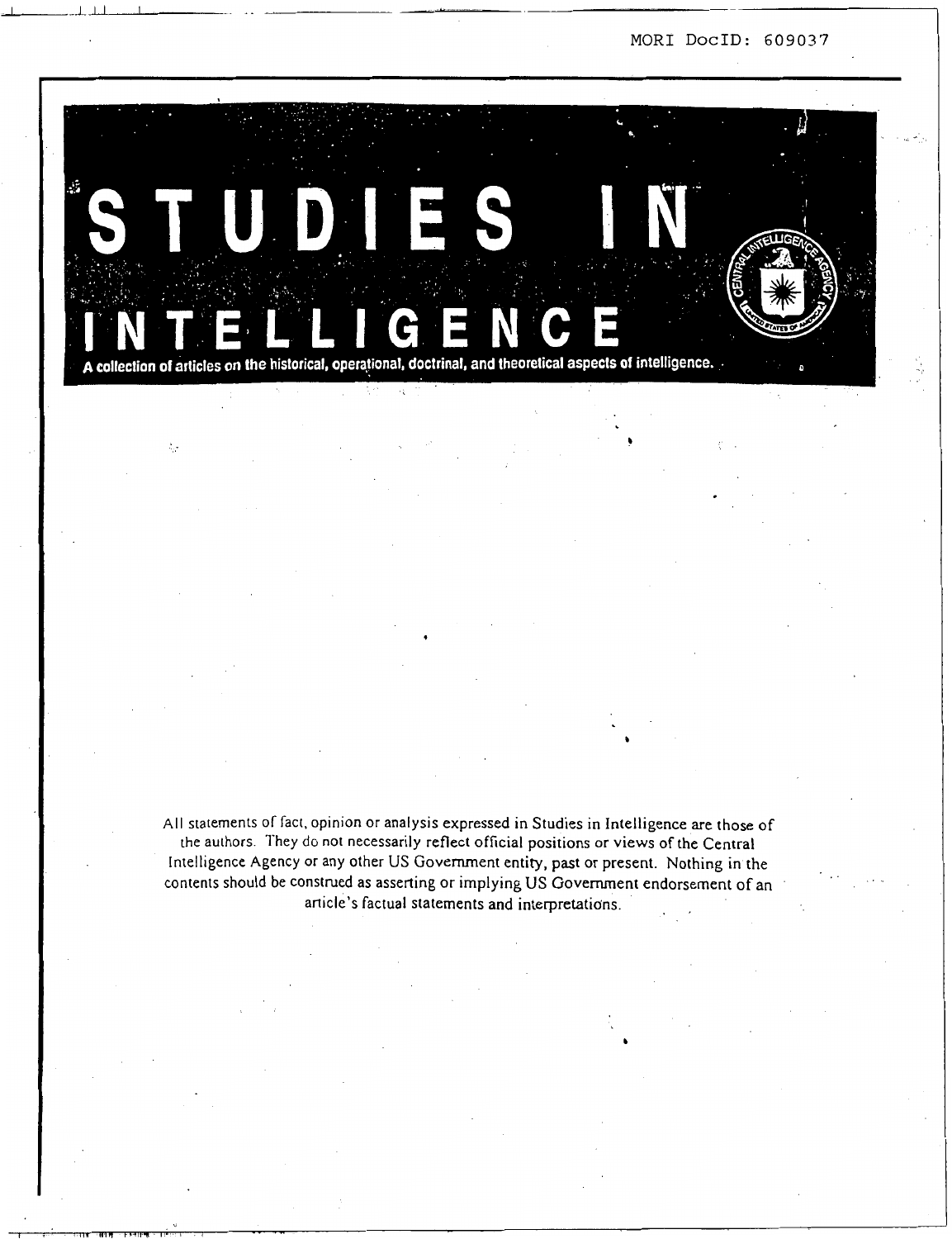# STUDIES IN INTELLIGENCE

A collection of articles on the historical, operational, doctrinal, and theoretical aspects of intelligence.

All statements of fact, opinion or analysis expressed in Studies in Intelligence are those of the authors. They do not necessarily reflect official positions or views of the Central Intelligence Agency or any other US Government entity, past or present. Nothing in the contents should be construed as asserting or implying US Government endorsement of an article's factual statements and interpretations.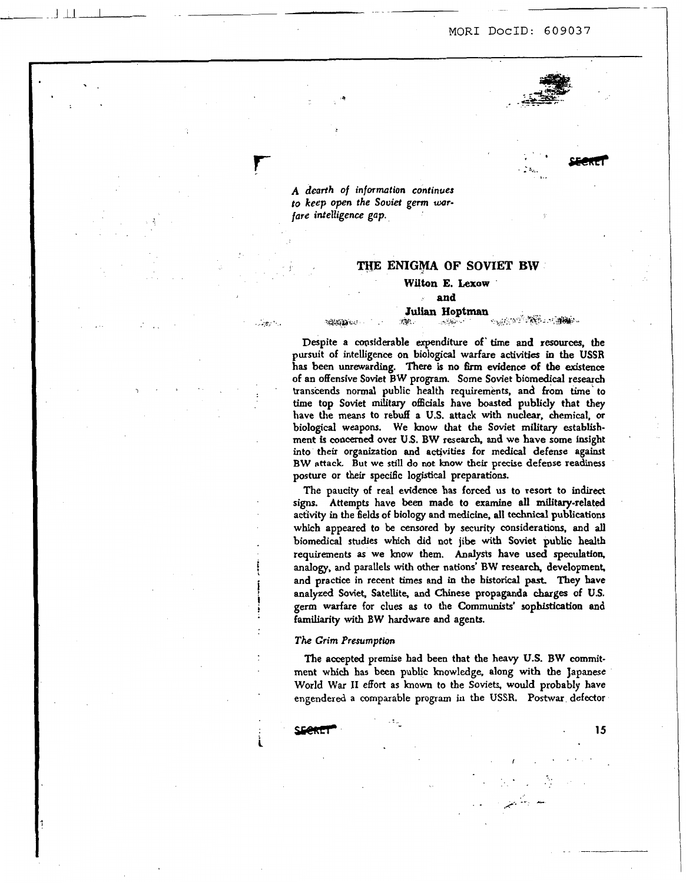*A dearth of information continues to keep open the Soviet germ warfare intelligence gap.*

# THE ENIGMA OF SOVIET BW

**Wilton E. Lexow**

**and**

**Julian Hoptman**

Despite a considerable expenditure of time and resources, the pursuit of intelligence on biological warfare activities in the USSR has been unrewarding. There is no firm evidence of the existence of an offensive Soviet BW program. Some Soviet biomedical research transcends normal public health requirements, and from time to time top Soviet military officials have boasted publicly that they have the means to rebuff a U.S. attack with nuclear, chemical, or biological weapons. We know that the Soviet military establishment is concerned over U.S. BW research, and we have some insight into their organization and activities for medical defense against BW attack. But we still do not know their precise defense readiness posture or their specific logistical preparations.

The paucity of real evidence has forced us to resort to indirect signs. Attempts have been made to examine all military-related activity in the fields of biology and medicine, all technical publications which appeared to be censored by security considerations, and all biomedical studies which did not jibe with Soviet public health requirements as we know them. Analysts have used speculation, analogy, and parallels with other nations' BW research, development, and practice in recent times and in the historical past. They have analyzed Soviet, Satellite, and Chinese propaganda charges of U.S. germ warfare for clues as to the Communists' sophistication and familiarity with BW hardware and agents.

## *The Grim Presumption*

The accepted premise had been that the heavy U.S. BW commitment which has been public knowledge, along with the Japanese World War II effort as known to the Soviets, would probably have engendered a comparable program in the USSR. Postwar defector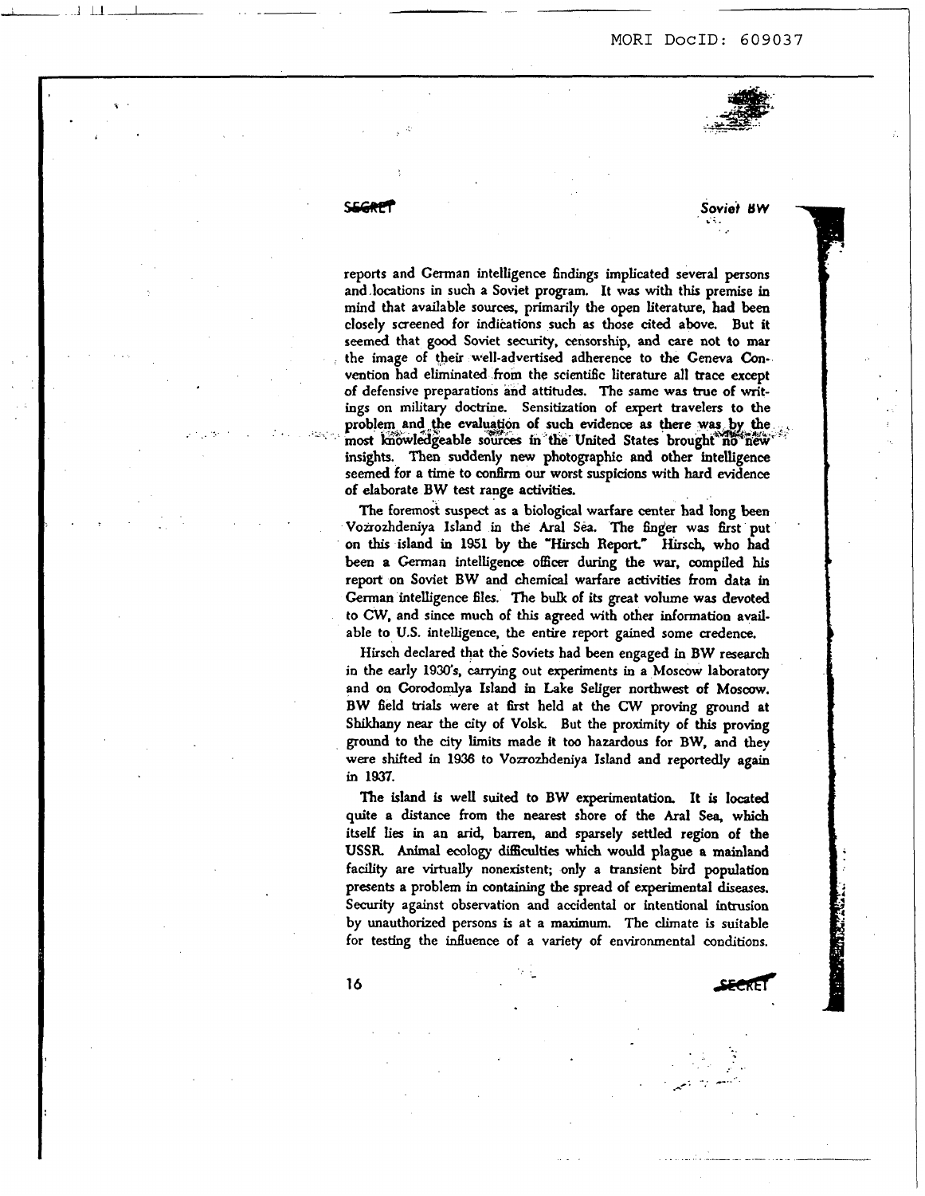reports and German intelligence findings implicated several persons and locations in such a Soviet program. It was with this premise in mind that available sources, primarily the open literature, had been closely screened for indications such as those cited above. But it seemed that good Soviet security, censorship, and care not to mar the image of their well-advertised adherence to the Geneva Convention had eliminated from the scientific literature all trace except of defensive preparations and attitudes. The same was true of writings on military doctrine. Sensitization of expert travelers to the problem and the evaluation of such evidence as there was by the most knowledgeable sources in the United States brought no new insights. Then suddenly new photographic and other intelligence seemed for a time to confirm our worst suspicions with hard evidence of elaborate BW test range activities.

The foremost suspect as a biological warfare center had long been Vozrozhdeniya Island in the Aral Sea. The finger was first put on this island in 1951 by the "Hirsch Report." Hirsch, who had been a German intelligence officer during the war, compiled his report on Soviet BW and chemical warfare activities from data in German intelligence files. The bulk of its great volume was devoted to CW, and since much of this agreed with other information available to U.S. intelligence, the entire report gained some credence.

Hirsch declared that the Soviets had been engaged in BW research in the early 1930's, carrying out experiments in a Moscow laboratory and on Gorodomlya Island in Lake Seliger northwest of Moscow. BW field trials were at first held at the CW proving ground at Shikhany near the city of Volsk. But the proximity of this proving ground to the city limits made it too hazardous for BW, and they were shifted in 1936 to Vozrozhdeniya Island and reportedly again in 1937.

The island is well suited to BW experimentation. It is located quite a distance from the nearest shore of the Aral Sea, which itself lies in an arid, barren, and sparsely settled region of the USSR. Animal ecology difficulties which would plague a mainland facility are virtually nonexistent; only a transient bird population presents a problem in containing the spread of experimental diseases. Security against observation and accidental or intentional intrusion by unauthorized persons is at a maximum. The climate is suitable for testing the influence of a variety of environmental conditions.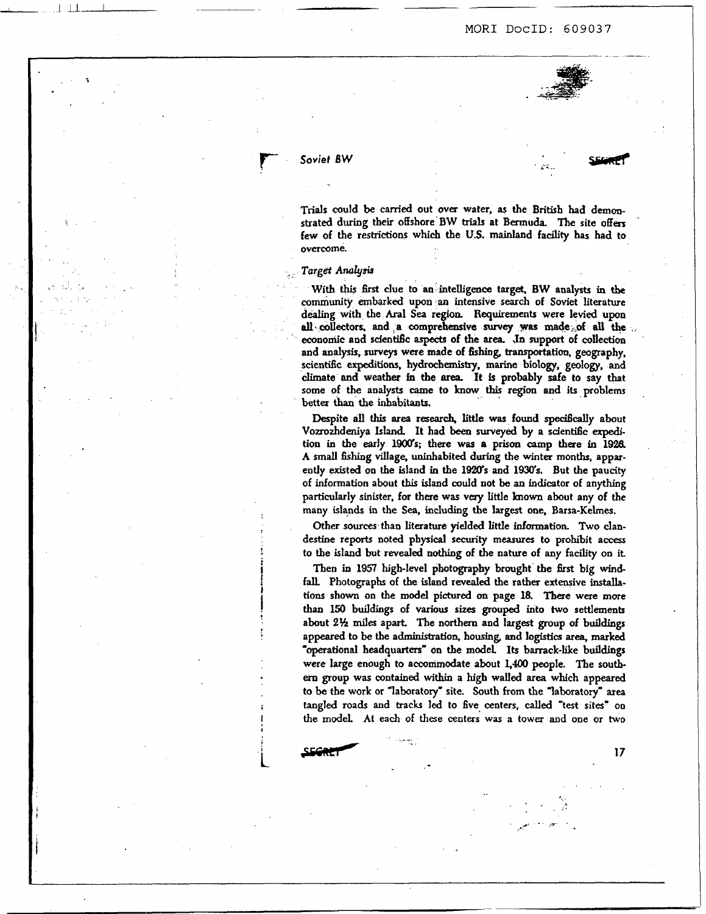Trials could be carried out over water, as the British had demonstrated during their offshore BW trials at Bermuda. The site offers few of the restrictions which the U.S. mainland facility has had to overcome.

### *Target Analysis*

With this first clue to an intelligence target, BW analysts in the community embarked upon an intensive search of Soviet literature dealing with the Aral Sea region. Requirements were levied upon all collectors, and a comprehensive survey was made of all the economic and scientific aspects of the area. In support of collection and analysis, surveys were made of fishing, transportation, geography, scientific expeditions, hydrochemistry, marine biology, geology, and climate and weather in the area. It is probably safe to say that some of the analysts came to know this region and its problems better than the inhabitants.

Despite all this area research, little was found specifically about Vozrozhdeniya Island. It had been surveyed by a scientific expedition in the early 1900's; there was a prison camp there in 1926. A small fishing village, uninhabited during the winter months, apparently existed on the island in the 1920's and 1930's. But the paucity of information about this island could not be an indicator of anything particularly sinister, for there was very little known about any of the many islands in the Sea, including the largest one, Barsa-Kelmes.

Other sources than literature yielded little information. Two clandestine reports noted physical security measures to prohibit access to the island but revealed nothing of the nature of any facility on it.

Then in 1957 high-level photography brought the first big windfall. Photographs of the island revealed the rather extensive installations shown on the model pictured on page 18. There were more than 150 buildings of various sizes grouped into two settlements about 2½ miles apart. The northern and largest group of buildings appeared to be the administration, housing, and logistics area, marked "operational headquarters" on the model. Its barrack-like buildings were large enough to accommodate about 1,400 people. The southern group was contained within a high walled area which appeared to be the work or "laboratory" site. South from the "laboratory" area tangled roads and tracks led to five centers, called "test sites" on the model. At each of these centers was a tower and one or two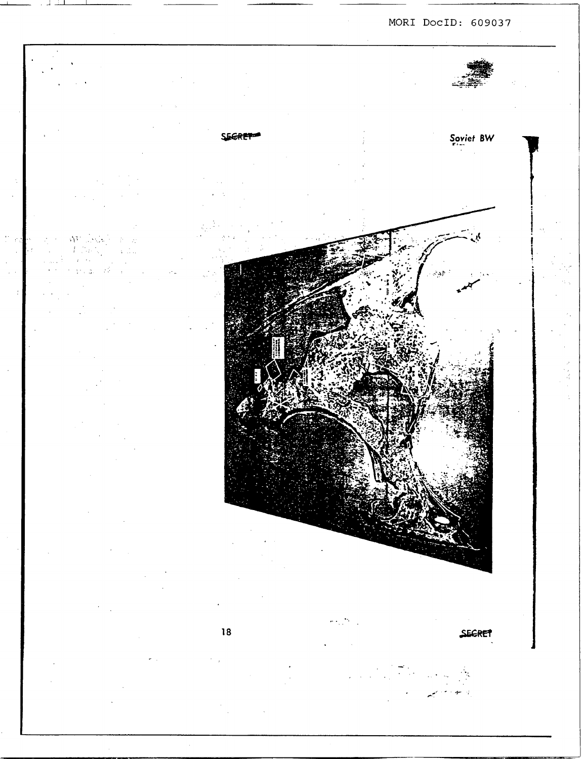SECRET

Soviet BW

SECRET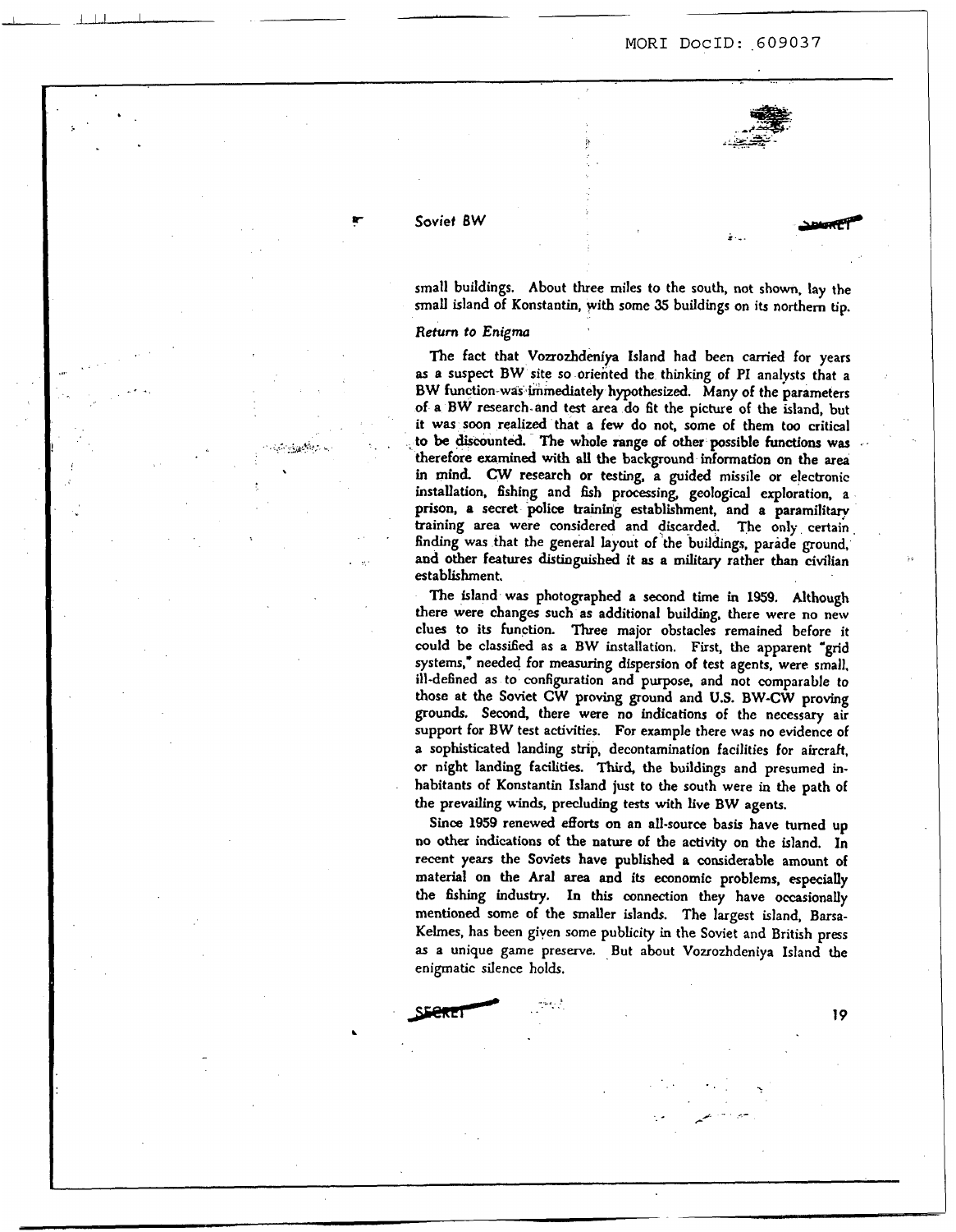small buildings. About three miles to the south, not shown, lay the small island of Konstantin, with some 35 buildings on its northern tip.

*Return to Enigma*

The fact that Vozrozhdeniya Island had been carried for years as a suspect BW site so oriented the thinking of PI analysts that a BW function was immediately hypothesized. Many of the parameters of a BW research and test area do fit the picture of the island, but it was soon realized that a few do not, some of them too critical to be discounted. The whole range of other possible functions was therefore examined with all the background information on the area in mind. CW research or testing, a guided missile or electronic installation, fishing and fish processing, geological exploration, a prison, a secret police training establishment, and a paramilitary training area were considered and discarded. The only certain finding was that the general layout of the buildings, parade ground, and other features distinguished it as a military rather than civilian establishment.

The island was photographed a second time in 1959. Although there were changes such as additional building, there were no new clues to its function. Three major obstacles remained before it could be classified as a BW installation. First, the apparent "grid systems," needed for measuring dispersion of test agents, were small, ill-defined as to configuration and purpose, and not comparable to those at the Soviet CW proving ground and U.S. BW-CW proving grounds. Second, there were no indications of the necessary air support for BW test activities. For example there was no evidence of a sophisticated landing strip, decontamination facilities for aircraft, or night landing facilities. Third, the buildings and presumed inhabitants of Konstantin Island just to the south were in the path of the prevailing winds, precluding tests with live BW agents.

Since 1959 renewed efforts on an all-source basis have turned up no other indications of the nature of the activity on the island. In recent years the Soviets have published a considerable amount of material on the Aral area and its economic problems, especially the fishing industry. In this connection they have occasionally mentioned some of the smaller islands. The largest island, Barsa-Kelmes, has been given some publicity in the Soviet and British press as a unique game preserve. But about Vozrozhdeniya Island the enigmatic silence holds.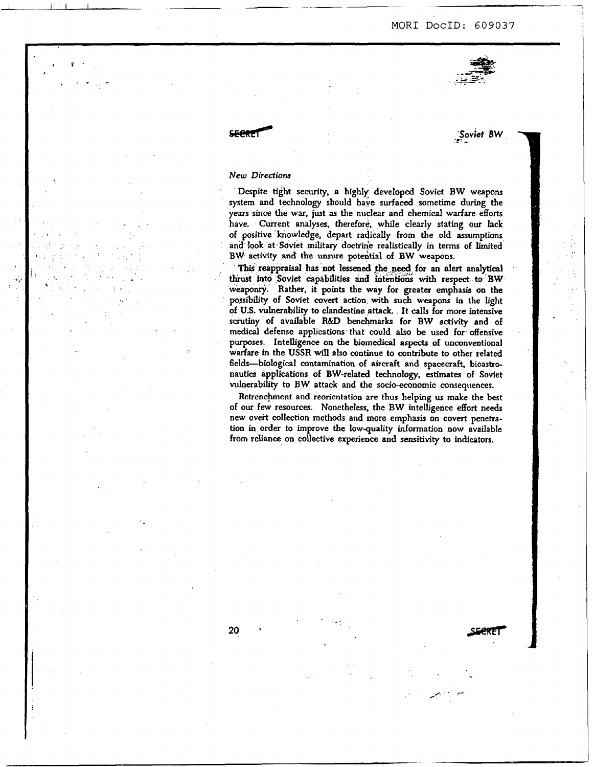### *New Directions*

Despite tight security, a highly developed Soviet BW weapons system and technology should have surfaced sometime during the years since the war, just as the nuclear and chemical warfare efforts have. Current analyses, therefore, while clearly stating our lack of positive knowledge, depart radically from the old assumptions and look at Soviet military doctrine realistically in terms of limited BW activity and the unsure potential of BW weapons.

This reappraisal has not lessened the need for an alert analytical thrust into Soviet capabilities and intentions with respect to BW weaponry. Rather, it points the way for greater emphasis on the possibility of Soviet covert action with such weapons in the light of U.S. vulnerability to clandestine attack. It calls for more intensive scrutiny of available R&D benchmarks for BW activity and of medical defense applications that could also be used for offensive purposes. Intelligence on the biomedical aspects of unconventional warfare in the USSR will also continue to contribute to other related fields—biological contamination of aircraft and spacecraft, bioastronautics applications of BW-related technology, estimates of Soviet vulnerability to BW attack and the socio-economic consequences.

Retrenchment and reorientation are thus helping us make the best of our few resources. Nonetheless, the BW intelligence effort needs new overt collection methods and more emphasis on covert penetration in order to improve the low-quality information now available from reliance on collective experience and sensitivity to indicators.